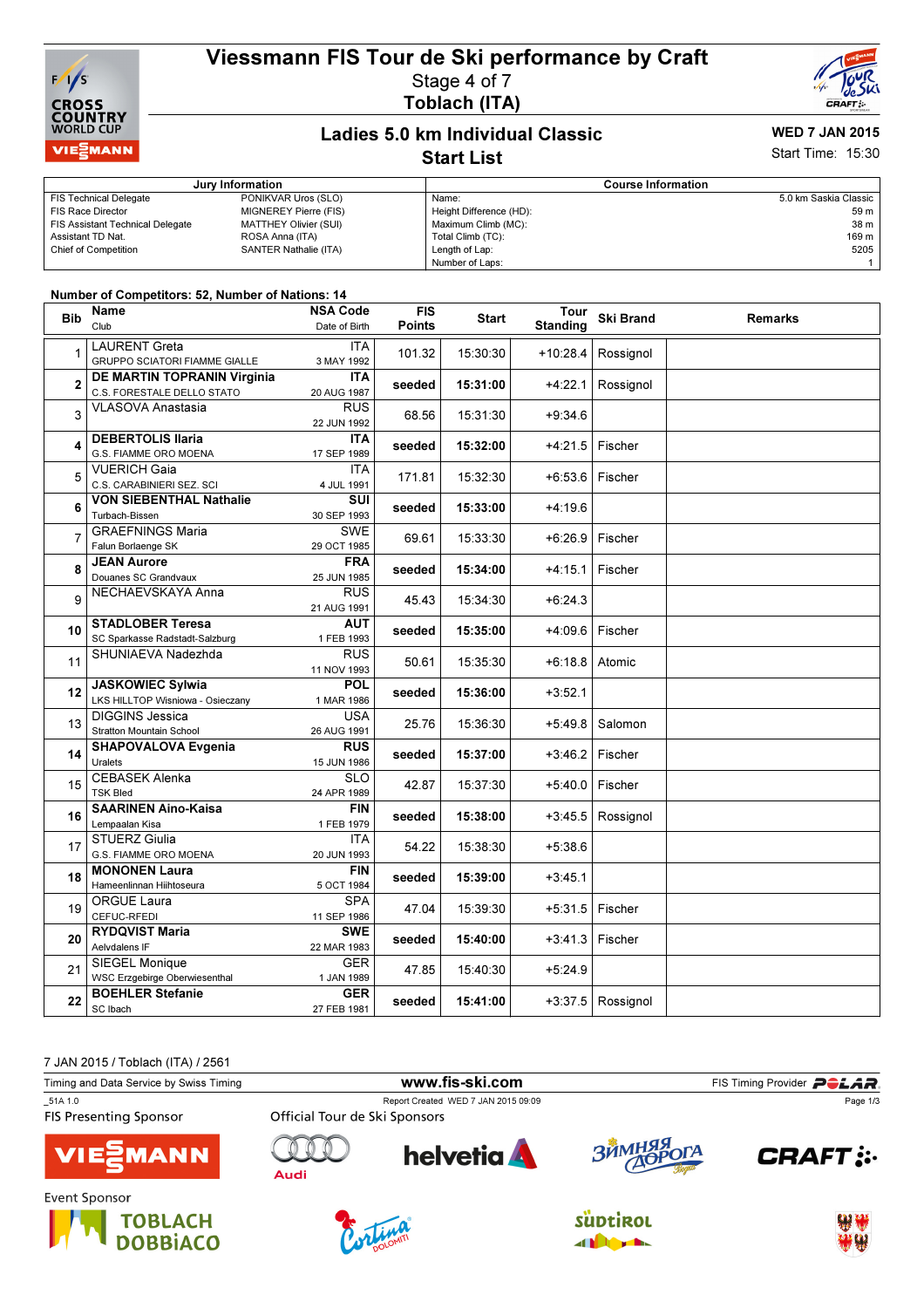# Viessmann FIS Tour de Ski performance by Craft

Stage 4 of 7

**Toblach (ITA)**

## Ladies 5.0 km Individual Classic

## Start List

**WED 7 JAN 2015**

Start Time: 15:30

| Jury Information | | Course Information | |
|---|---|---|---|
| FIS Technical Delegate | PONIKVAR Uros (SLO) | Name: | 5.0 km Saskia Classic |
| FIS Race Director | MIGNEREY Pierre (FIS) | Height Difference (HD): | 59 m |
| FIS Assistant Technical Delegate | MATTHEY Olivier (SUI) | Maximum Climb (MC): | 38 m |
| Assistant TD Nat. | ROSA Anna (ITA) | Total Climb (TC): | 169 m |
| Chief of Competition | SANTER Nathalie (ITA) | Length of Lap: | 5205 |
| | | Number of Laps: | 1 |

Number of Competitors: 52, Number of Nations: 14

| Bib | Name / Club | NSA Code / Date of Birth | FIS Points | Start | Tour Standing | Ski Brand | Remarks |
|---|---|---|---|---|---|---|---|
| 1 | LAURENT Greta<br>GRUPPO SCIATORI FIAMME GIALLE | ITA<br>3 MAY 1992 | 101.32 | 15:30:30 | +10:28.4 | Rossignol | |
| **2** | **DE MARTIN TOPRANIN Virginia**<br>C.S. FORESTALE DELLO STATO | **ITA**<br>20 AUG 1987 | **seeded** | **15:31:00** | +4:22.1 | Rossignol | |
| 3 | VLASOVA Anastasia | RUS<br>22 JUN 1992 | 68.56 | 15:31:30 | +9:34.6 | | |
| **4** | **DEBERTOLIS Ilaria**<br>G.S. FIAMME ORO MOENA | **ITA**<br>17 SEP 1989 | **seeded** | **15:32:00** | +4:21.5 | Fischer | |
| 5 | VUERICH Gaia<br>C.S. CARABINIERI SEZ. SCI | ITA<br>4 JUL 1991 | 171.81 | 15:32:30 | +6:53.6 | Fischer | |
| **6** | **VON SIEBENTHAL Nathalie**<br>Turbach-Bissen | **SUI**<br>30 SEP 1993 | **seeded** | **15:33:00** | +4:19.6 | | |
| 7 | GRAEFNINGS Maria<br>Falun Borlaenge SK | SWE<br>29 OCT 1985 | 69.61 | 15:33:30 | +6:26.9 | Fischer | |
| **8** | **JEAN Aurore**<br>Douanes SC Grandvaux | **FRA**<br>25 JUN 1985 | **seeded** | **15:34:00** | +4:15.1 | Fischer | |
| 9 | NECHAEVSKAYA Anna | RUS<br>21 AUG 1991 | 45.43 | 15:34:30 | +6:24.3 | | |
| **10** | **STADLOBER Teresa**<br>SC Sparkasse Radstadt-Salzburg | **AUT**<br>1 FEB 1993 | **seeded** | **15:35:00** | +4:09.6 | Fischer | |
| 11 | SHUNIAEVA Nadezhda | RUS<br>11 NOV 1993 | 50.61 | 15:35:30 | +6:18.8 | Atomic | |
| **12** | **JASKOWIEC Sylwia**<br>LKS HILLTOP Wisniowa - Osieczany | **POL**<br>1 MAR 1986 | **seeded** | **15:36:00** | +3:52.1 | | |
| 13 | DIGGINS Jessica<br>Stratton Mountain School | USA<br>26 AUG 1991 | 25.76 | 15:36:30 | +5:49.8 | Salomon | |
| **14** | **SHAPOVALOVA Evgenia**<br>Uralets | **RUS**<br>15 JUN 1986 | **seeded** | **15:37:00** | +3:46.2 | Fischer | |
| 15 | CEBASEK Alenka<br>TSK Bled | SLO<br>24 APR 1989 | 42.87 | 15:37:30 | +5:40.0 | Fischer | |
| **16** | **SAARINEN Aino-Kaisa**<br>Lempaalan Kisa | **FIN**<br>1 FEB 1979 | **seeded** | **15:38:00** | +3:45.5 | Rossignol | |
| 17 | STUERZ Giulia<br>G.S. FIAMME ORO MOENA | ITA<br>20 JUN 1993 | 54.22 | 15:38:30 | +5:38.6 | | |
| **18** | **MONONEN Laura**<br>Hameenlinnan Hiihtoseura | **FIN**<br>5 OCT 1984 | **seeded** | **15:39:00** | +3:45.1 | | |
| 19 | ORGUE Laura<br>CEFUC-RFEDI | SPA<br>11 SEP 1986 | 47.04 | 15:39:30 | +5:31.5 | Fischer | |
| **20** | **RYDQVIST Maria**<br>Aelvdalens IF | **SWE**<br>22 MAR 1983 | **seeded** | **15:40:00** | +3:41.3 | Fischer | |
| 21 | SIEGEL Monique<br>WSC Erzgebirge Oberwiesenthal | GER<br>1 JAN 1989 | 47.85 | 15:40:30 | +5:24.9 | | |
| **22** | **BOEHLER Stefanie**<br>SC Ibach | **GER**<br>27 FEB 1981 | **seeded** | **15:41:00** | +3:37.5 | Rossignol | |

7 JAN 2015 / Toblach (ITA) / 2561

Timing and Data Service by Swiss Timing | www.fis-ski.com | FIS Timing Provider POLAR

_51A 1.0 | Report Created WED 7 JAN 2015 09:09

FIS Presenting Sponsor: VIESSMANN

Official Tour de Ski Sponsors: Audi, helvetia, Зимняя дорога, CRAFT

Event Sponsor: TOBLACH DOBBIACO, Cortina Dolomiti, Südtirol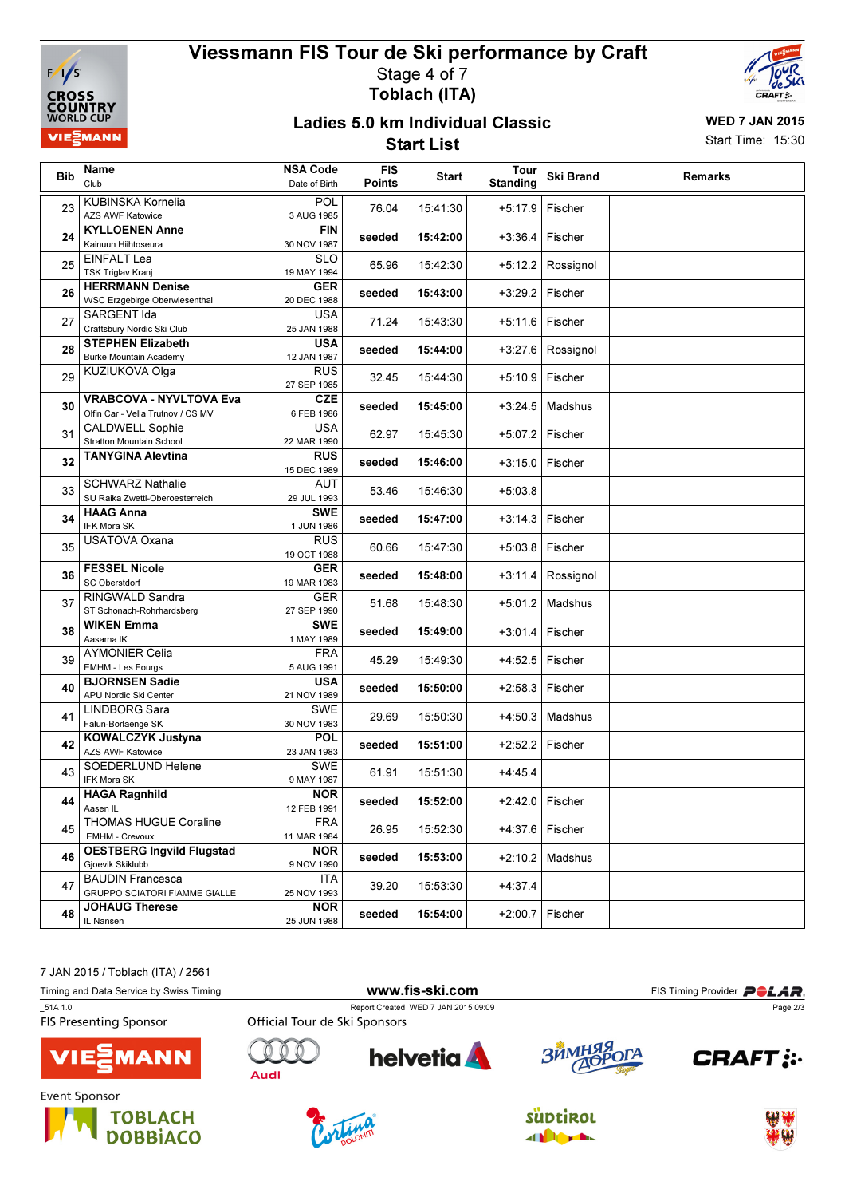# Viessmann FIS Tour de Ski performance by Craft

Stage 4 of 7

**Toblach (ITA)**

## Ladies 5.0 km Individual Classic

### Start List

**WED 7 JAN 2015**

Start Time: 15:30

| Bib | Name / Club | NSA Code / Date of Birth | FIS Points | Start | Tour Standing | Ski Brand | Remarks |
|---|---|---|---|---|---|---|---|
| 23 | KUBINSKA Kornelia<br>AZS AWF Katowice | POL<br>3 AUG 1985 | 76.04 | 15:41:30 | +5:17.9 | Fischer | |
| **24** | **KYLLOENEN Anne**<br>Kainuun Hiihtoseura | **FIN**<br>30 NOV 1987 | **seeded** | **15:42:00** | +3:36.4 | Fischer | |
| 25 | EINFALT Lea<br>TSK Triglav Kranj | SLO<br>19 MAY 1994 | 65.96 | 15:42:30 | +5:12.2 | Rossignol | |
| **26** | **HERRMANN Denise**<br>WSC Erzgebirge Oberwiesenthal | **GER**<br>20 DEC 1988 | **seeded** | **15:43:00** | +3:29.2 | Fischer | |
| 27 | SARGENT Ida<br>Craftsbury Nordic Ski Club | USA<br>25 JAN 1988 | 71.24 | 15:43:30 | +5:11.6 | Fischer | |
| **28** | **STEPHEN Elizabeth**<br>Burke Mountain Academy | **USA**<br>12 JAN 1987 | **seeded** | **15:44:00** | +3:27.6 | Rossignol | |
| 29 | KUZIUKOVA Olga | RUS<br>27 SEP 1985 | 32.45 | 15:44:30 | +5:10.9 | Fischer | |
| **30** | **VRABCOVA - NYVLTOVA Eva**<br>Olfin Car - Vella Trutnov / CS MV | **CZE**<br>6 FEB 1986 | **seeded** | **15:45:00** | +3:24.5 | Madshus | |
| 31 | CALDWELL Sophie<br>Stratton Mountain School | USA<br>22 MAR 1990 | 62.97 | 15:45:30 | +5:07.2 | Fischer | |
| **32** | **TANYGINA Alevtina** | **RUS**<br>15 DEC 1989 | **seeded** | **15:46:00** | +3:15.0 | Fischer | |
| 33 | SCHWARZ Nathalie<br>SU Raika Zwettl-Oberoesterreich | AUT<br>29 JUL 1993 | 53.46 | 15:46:30 | +5:03.8 | | |
| **34** | **HAAG Anna**<br>IFK Mora SK | **SWE**<br>1 JUN 1986 | **seeded** | **15:47:00** | +3:14.3 | Fischer | |
| 35 | USATOVA Oxana | RUS<br>19 OCT 1988 | 60.66 | 15:47:30 | +5:03.8 | Fischer | |
| **36** | **FESSEL Nicole**<br>SC Oberstdorf | **GER**<br>19 MAR 1983 | **seeded** | **15:48:00** | +3:11.4 | Rossignol | |
| 37 | RINGWALD Sandra<br>ST Schonach-Rohrhardsberg | GER<br>27 SEP 1990 | 51.68 | 15:48:30 | +5:01.2 | Madshus | |
| **38** | **WIKEN Emma**<br>Aasarna IK | **SWE**<br>1 MAY 1989 | **seeded** | **15:49:00** | +3:01.4 | Fischer | |
| 39 | AYMONIER Celia<br>EMHM - Les Fourgs | FRA<br>5 AUG 1991 | 45.29 | 15:49:30 | +4:52.5 | Fischer | |
| **40** | **BJORNSEN Sadie**<br>APU Nordic Ski Center | **USA**<br>21 NOV 1989 | **seeded** | **15:50:00** | +2:58.3 | Fischer | |
| 41 | LINDBORG Sara<br>Falun-Borlaenge SK | SWE<br>30 NOV 1983 | 29.69 | 15:50:30 | +4:50.3 | Madshus | |
| **42** | **KOWALCZYK Justyna**<br>AZS AWF Katowice | **POL**<br>23 JAN 1983 | **seeded** | **15:51:00** | +2:52.2 | Fischer | |
| 43 | SOEDERLUND Helene<br>IFK Mora SK | SWE<br>9 MAY 1987 | 61.91 | 15:51:30 | +4:45.4 | | |
| **44** | **HAGA Ragnhild**<br>Aasen IL | **NOR**<br>12 FEB 1991 | **seeded** | **15:52:00** | +2:42.0 | Fischer | |
| 45 | THOMAS HUGUE Coraline<br>EMHM - Crevoux | FRA<br>11 MAR 1984 | 26.95 | 15:52:30 | +4:37.6 | Fischer | |
| **46** | **OESTBERG Ingvild Flugstad**<br>Gjoevik Skiklubb | **NOR**<br>9 NOV 1990 | **seeded** | **15:53:00** | +2:10.2 | Madshus | |
| 47 | BAUDIN Francesca<br>GRUPPO SCIATORI FIAMME GIALLE | ITA<br>25 NOV 1993 | 39.20 | 15:53:30 | +4:37.4 | | |
| **48** | **JOHAUG Therese**<br>IL Nansen | **NOR**<br>25 JUN 1988 | **seeded** | **15:54:00** | +2:00.7 | Fischer | |

7 JAN 2015 / Toblach (ITA) / 2561

Timing and Data Service by Swiss Timing — www.fis-ski.com — FIS Timing Provider POLAR

_51A 1.0 — Report Created WED 7 JAN 2015 09:09

FIS Presenting Sponsor — Official Tour de Ski Sponsors

Event Sponsor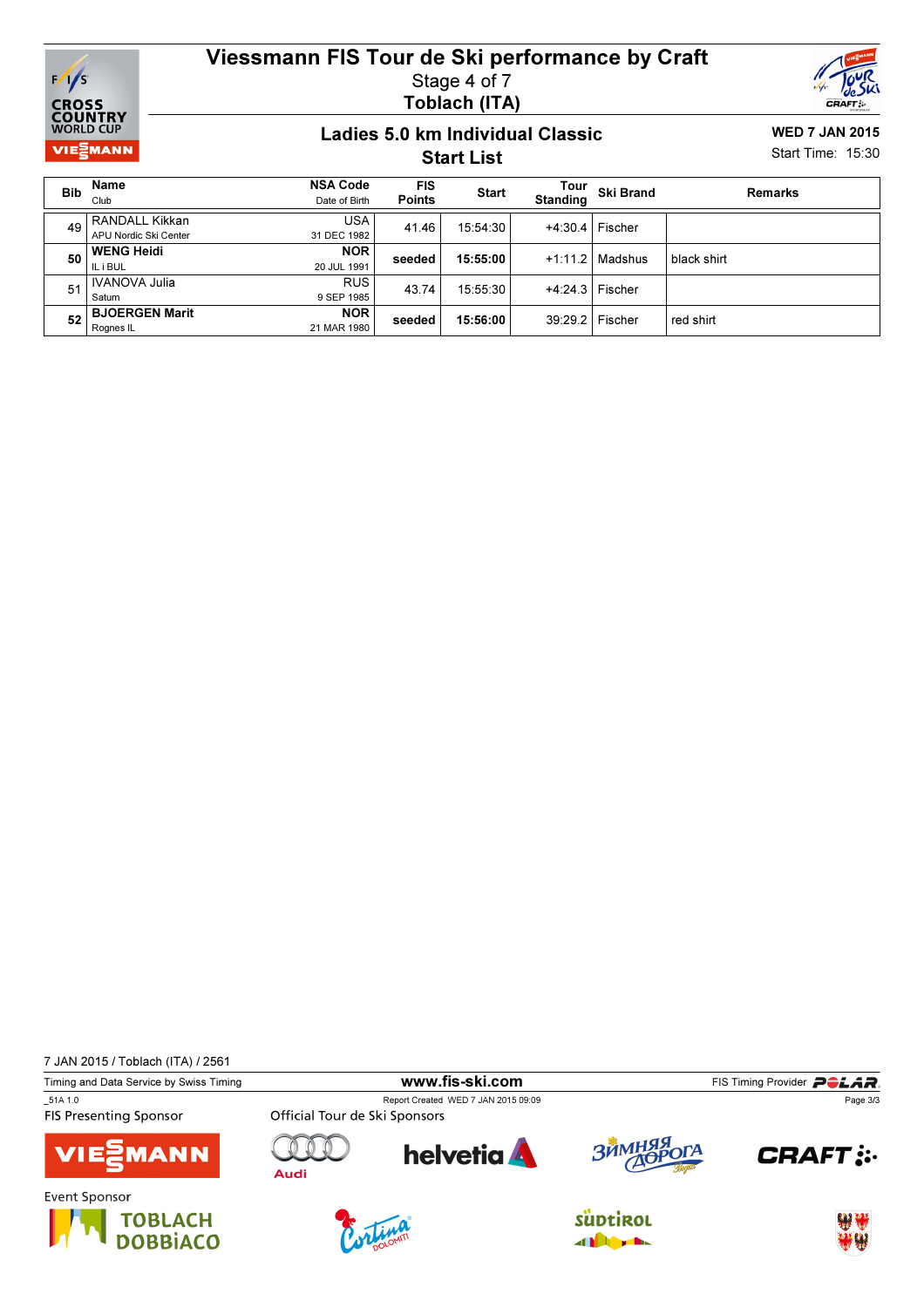# Viessmann FIS Tour de Ski performance by Craft

Stage 4 of 7

**Toblach (ITA)**

## Ladies 5.0 km Individual Classic

## Start List

**WED 7 JAN 2015**

Start Time: 15:30

| Bib | Name / Club | NSA Code / Date of Birth | FIS Points | Start | Tour Standing | Ski Brand | Remarks |
|---|---|---|---|---|---|---|---|
| 49 | RANDALL Kikkan / APU Nordic Ski Center | USA / 31 DEC 1982 | 41.46 | 15:54:30 | +4:30.4 | Fischer | |
| **50** | **WENG Heidi** / IL i BUL | **NOR** / 20 JUL 1991 | **seeded** | **15:55:00** | +1:11.2 | Madshus | black shirt |
| 51 | IVANOVA Julia / Saturn | RUS / 9 SEP 1985 | 43.74 | 15:55:30 | +4:24.3 | Fischer | |
| **52** | **BJOERGEN Marit** / Rognes IL | **NOR** / 21 MAR 1980 | **seeded** | **15:56:00** | 39:29.2 | Fischer | red shirt |

7 JAN 2015 / Toblach (ITA) / 2561

Timing and Data Service by Swiss Timing | www.fis-ski.com | FIS Timing Provider POLAR

_51A 1.0 | Report Created WED 7 JAN 2015 09:09

FIS Presenting Sponsor | Official Tour de Ski Sponsors

Event Sponsor